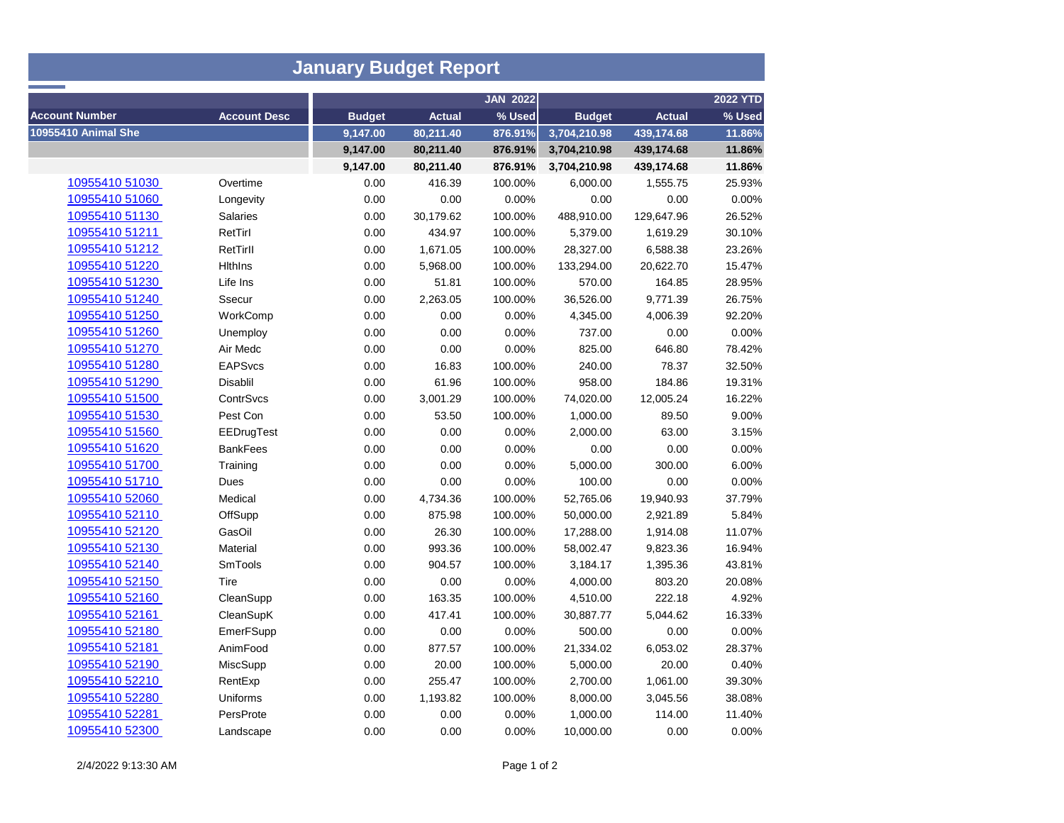# January Budget Report

| Account Number | Account Desc | JAN 2022 Budget | JAN 2022 Actual | JAN 2022 % Used | 2022 YTD Budget | 2022 YTD Actual | 2022 YTD % Used |
|---|---|---|---|---|---|---|---|
| **10955410 Animal She** | | **9,147.00** | **80,211.40** | **876.91%** | **3,704,210.98** | **439,174.68** | **11.86%** |
| | | **9,147.00** | **80,211.40** | **876.91%** | **3,704,210.98** | **439,174.68** | **11.86%** |
| | | **9,147.00** | **80,211.40** | **876.91%** | **3,704,210.98** | **439,174.68** | **11.86%** |
| 10955410 51030 | Overtime | 0.00 | 416.39 | 100.00% | 6,000.00 | 1,555.75 | 25.93% |
| 10955410 51060 | Longevity | 0.00 | 0.00 | 0.00% | 0.00 | 0.00 | 0.00% |
| 10955410 51130 | Salaries | 0.00 | 30,179.62 | 100.00% | 488,910.00 | 129,647.96 | 26.52% |
| 10955410 51211 | RetTirI | 0.00 | 434.97 | 100.00% | 5,379.00 | 1,619.29 | 30.10% |
| 10955410 51212 | RetTirII | 0.00 | 1,671.05 | 100.00% | 28,327.00 | 6,588.38 | 23.26% |
| 10955410 51220 | HlthIns | 0.00 | 5,968.00 | 100.00% | 133,294.00 | 20,622.70 | 15.47% |
| 10955410 51230 | Life Ins | 0.00 | 51.81 | 100.00% | 570.00 | 164.85 | 28.95% |
| 10955410 51240 | Ssecur | 0.00 | 2,263.05 | 100.00% | 36,526.00 | 9,771.39 | 26.75% |
| 10955410 51250 | WorkComp | 0.00 | 0.00 | 0.00% | 4,345.00 | 4,006.39 | 92.20% |
| 10955410 51260 | Unemploy | 0.00 | 0.00 | 0.00% | 737.00 | 0.00 | 0.00% |
| 10955410 51270 | Air Medc | 0.00 | 0.00 | 0.00% | 825.00 | 646.80 | 78.42% |
| 10955410 51280 | EAPSvcs | 0.00 | 16.83 | 100.00% | 240.00 | 78.37 | 32.50% |
| 10955410 51290 | Disablil | 0.00 | 61.96 | 100.00% | 958.00 | 184.86 | 19.31% |
| 10955410 51500 | ContrSvcs | 0.00 | 3,001.29 | 100.00% | 74,020.00 | 12,005.24 | 16.22% |
| 10955410 51530 | Pest Con | 0.00 | 53.50 | 100.00% | 1,000.00 | 89.50 | 9.00% |
| 10955410 51560 | EEDrugTest | 0.00 | 0.00 | 0.00% | 2,000.00 | 63.00 | 3.15% |
| 10955410 51620 | BankFees | 0.00 | 0.00 | 0.00% | 0.00 | 0.00 | 0.00% |
| 10955410 51700 | Training | 0.00 | 0.00 | 0.00% | 5,000.00 | 300.00 | 6.00% |
| 10955410 51710 | Dues | 0.00 | 0.00 | 0.00% | 100.00 | 0.00 | 0.00% |
| 10955410 52060 | Medical | 0.00 | 4,734.36 | 100.00% | 52,765.06 | 19,940.93 | 37.79% |
| 10955410 52110 | OffSupp | 0.00 | 875.98 | 100.00% | 50,000.00 | 2,921.89 | 5.84% |
| 10955410 52120 | GasOil | 0.00 | 26.30 | 100.00% | 17,288.00 | 1,914.08 | 11.07% |
| 10955410 52130 | Material | 0.00 | 993.36 | 100.00% | 58,002.47 | 9,823.36 | 16.94% |
| 10955410 52140 | SmTools | 0.00 | 904.57 | 100.00% | 3,184.17 | 1,395.36 | 43.81% |
| 10955410 52150 | Tire | 0.00 | 0.00 | 0.00% | 4,000.00 | 803.20 | 20.08% |
| 10955410 52160 | CleanSupp | 0.00 | 163.35 | 100.00% | 4,510.00 | 222.18 | 4.92% |
| 10955410 52161 | CleanSupK | 0.00 | 417.41 | 100.00% | 30,887.77 | 5,044.62 | 16.33% |
| 10955410 52180 | EmerFSupp | 0.00 | 0.00 | 0.00% | 500.00 | 0.00 | 0.00% |
| 10955410 52181 | AnimFood | 0.00 | 877.57 | 100.00% | 21,334.02 | 6,053.02 | 28.37% |
| 10955410 52190 | MiscSupp | 0.00 | 20.00 | 100.00% | 5,000.00 | 20.00 | 0.40% |
| 10955410 52210 | RentExp | 0.00 | 255.47 | 100.00% | 2,700.00 | 1,061.00 | 39.30% |
| 10955410 52280 | Uniforms | 0.00 | 1,193.82 | 100.00% | 8,000.00 | 3,045.56 | 38.08% |
| 10955410 52281 | PersProte | 0.00 | 0.00 | 0.00% | 1,000.00 | 114.00 | 11.40% |
| 10955410 52300 | Landscape | 0.00 | 0.00 | 0.00% | 10,000.00 | 0.00 | 0.00% |

2/4/2022 9:13:30 AM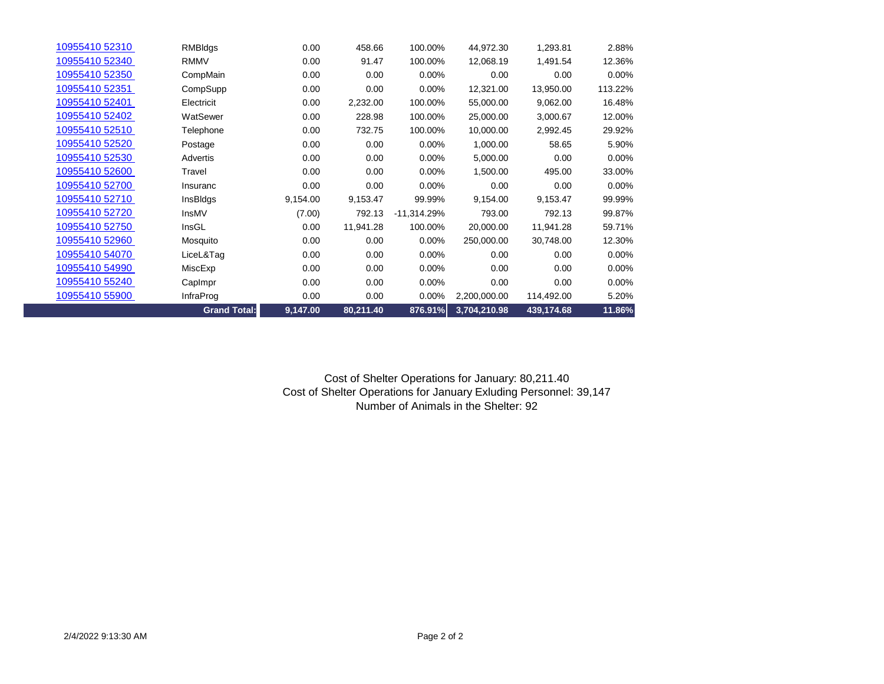| | | | | | | | |
|---|---|---|---|---|---|---|---|
| 10955410 52310 | RMBldgs | 0.00 | 458.66 | 100.00% | 44,972.30 | 1,293.81 | 2.88% |
| 10955410 52340 | RMMV | 0.00 | 91.47 | 100.00% | 12,068.19 | 1,491.54 | 12.36% |
| 10955410 52350 | CompMain | 0.00 | 0.00 | 0.00% | 0.00 | 0.00 | 0.00% |
| 10955410 52351 | CompSupp | 0.00 | 0.00 | 0.00% | 12,321.00 | 13,950.00 | 113.22% |
| 10955410 52401 | Electricit | 0.00 | 2,232.00 | 100.00% | 55,000.00 | 9,062.00 | 16.48% |
| 10955410 52402 | WatSewer | 0.00 | 228.98 | 100.00% | 25,000.00 | 3,000.67 | 12.00% |
| 10955410 52510 | Telephone | 0.00 | 732.75 | 100.00% | 10,000.00 | 2,992.45 | 29.92% |
| 10955410 52520 | Postage | 0.00 | 0.00 | 0.00% | 1,000.00 | 58.65 | 5.90% |
| 10955410 52530 | Advertis | 0.00 | 0.00 | 0.00% | 5,000.00 | 0.00 | 0.00% |
| 10955410 52600 | Travel | 0.00 | 0.00 | 0.00% | 1,500.00 | 495.00 | 33.00% |
| 10955410 52700 | Insuranc | 0.00 | 0.00 | 0.00% | 0.00 | 0.00 | 0.00% |
| 10955410 52710 | InsBldgs | 9,154.00 | 9,153.47 | 99.99% | 9,154.00 | 9,153.47 | 99.99% |
| 10955410 52720 | InsMV | (7.00) | 792.13 | -11,314.29% | 793.00 | 792.13 | 99.87% |
| 10955410 52750 | InsGL | 0.00 | 11,941.28 | 100.00% | 20,000.00 | 11,941.28 | 59.71% |
| 10955410 52960 | Mosquito | 0.00 | 0.00 | 0.00% | 250,000.00 | 30,748.00 | 12.30% |
| 10955410 54070 | LiceL&Tag | 0.00 | 0.00 | 0.00% | 0.00 | 0.00 | 0.00% |
| 10955410 54990 | MiscExp | 0.00 | 0.00 | 0.00% | 0.00 | 0.00 | 0.00% |
| 10955410 55240 | CapImpr | 0.00 | 0.00 | 0.00% | 0.00 | 0.00 | 0.00% |
| 10955410 55900 | InfraProg | 0.00 | 0.00 | 0.00% | 2,200,000.00 | 114,492.00 | 5.20% |
| | **Grand Total:** | **9,147.00** | **80,211.40** | **876.91%** | **3,704,210.98** | **439,174.68** | **11.86%** |

Cost of Shelter Operations for January: 80,211.40

Cost of Shelter Operations for January Exluding Personnel: 39,147

Number of Animals in the Shelter: 92

2/4/2022 9:13:30 AM